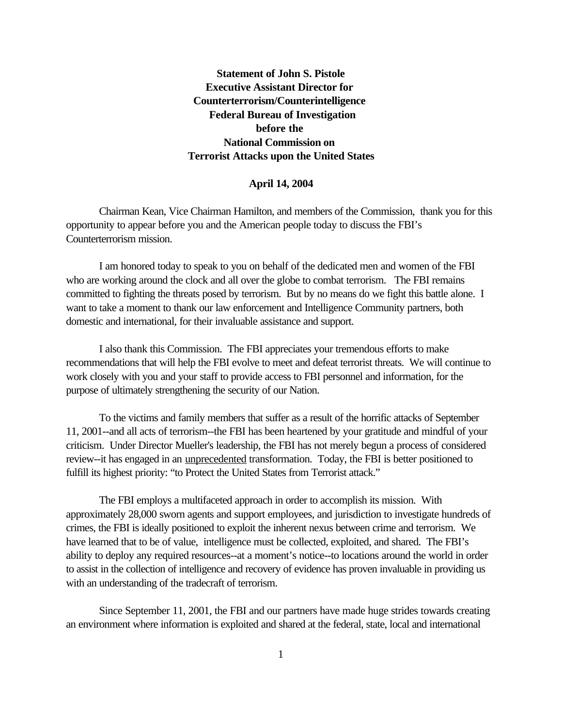**Statement of John S. Pistole**
**Executive Assistant Director for**
**Counterterrorism/Counterintelligence**
**Federal Bureau of Investigation**
**before the**
**National Commission on**
**Terrorist Attacks upon the United States**

**April 14, 2004**

Chairman Kean, Vice Chairman Hamilton, and members of the Commission, thank you for this opportunity to appear before you and the American people today to discuss the FBI's Counterterrorism mission.

I am honored today to speak to you on behalf of the dedicated men and women of the FBI who are working around the clock and all over the globe to combat terrorism. The FBI remains committed to fighting the threats posed by terrorism. But by no means do we fight this battle alone. I want to take a moment to thank our law enforcement and Intelligence Community partners, both domestic and international, for their invaluable assistance and support.

I also thank this Commission. The FBI appreciates your tremendous efforts to make recommendations that will help the FBI evolve to meet and defeat terrorist threats. We will continue to work closely with you and your staff to provide access to FBI personnel and information, for the purpose of ultimately strengthening the security of our Nation.

To the victims and family members that suffer as a result of the horrific attacks of September 11, 2001--and all acts of terrorism--the FBI has been heartened by your gratitude and mindful of your criticism. Under Director Mueller's leadership, the FBI has not merely begun a process of considered review--it has engaged in an unprecedented transformation. Today, the FBI is better positioned to fulfill its highest priority: "to Protect the United States from Terrorist attack."

The FBI employs a multifaceted approach in order to accomplish its mission. With approximately 28,000 sworn agents and support employees, and jurisdiction to investigate hundreds of crimes, the FBI is ideally positioned to exploit the inherent nexus between crime and terrorism. We have learned that to be of value, intelligence must be collected, exploited, and shared. The FBI's ability to deploy any required resources--at a moment's notice--to locations around the world in order to assist in the collection of intelligence and recovery of evidence has proven invaluable in providing us with an understanding of the tradecraft of terrorism.

Since September 11, 2001, the FBI and our partners have made huge strides towards creating an environment where information is exploited and shared at the federal, state, local and international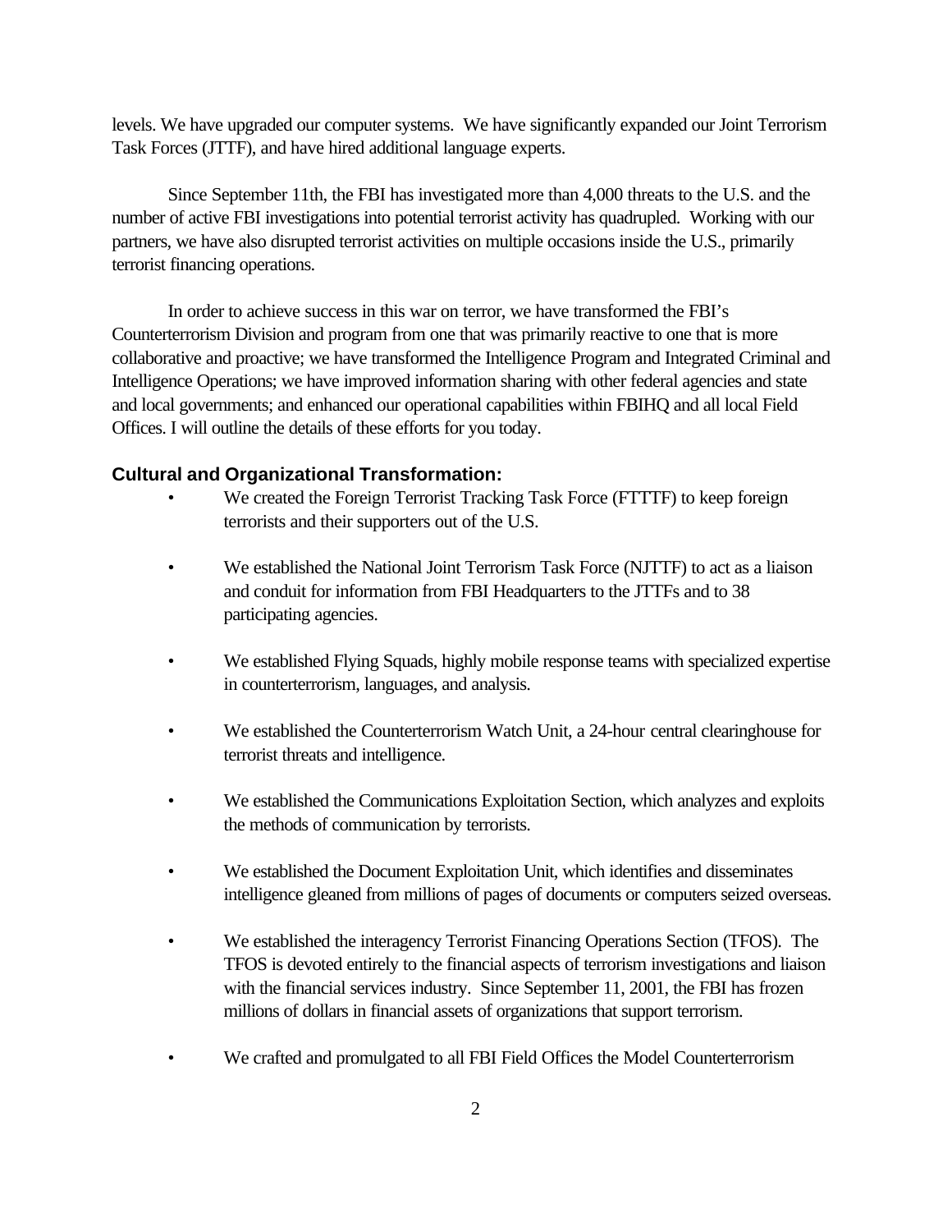levels. We have upgraded our computer systems. We have significantly expanded our Joint Terrorism Task Forces (JTTF), and have hired additional language experts.

Since September 11th, the FBI has investigated more than 4,000 threats to the U.S. and the number of active FBI investigations into potential terrorist activity has quadrupled. Working with our partners, we have also disrupted terrorist activities on multiple occasions inside the U.S., primarily terrorist financing operations.

In order to achieve success in this war on terror, we have transformed the FBI's Counterterrorism Division and program from one that was primarily reactive to one that is more collaborative and proactive; we have transformed the Intelligence Program and Integrated Criminal and Intelligence Operations; we have improved information sharing with other federal agencies and state and local governments; and enhanced our operational capabilities within FBIHQ and all local Field Offices. I will outline the details of these efforts for you today.

**Cultural and Organizational Transformation:**

- We created the Foreign Terrorist Tracking Task Force (FTTTF) to keep foreign terrorists and their supporters out of the U.S.
- We established the National Joint Terrorism Task Force (NJTTF) to act as a liaison and conduit for information from FBI Headquarters to the JTTFs and to 38 participating agencies.
- We established Flying Squads, highly mobile response teams with specialized expertise in counterterrorism, languages, and analysis.
- We established the Counterterrorism Watch Unit, a 24-hour central clearinghouse for terrorist threats and intelligence.
- We established the Communications Exploitation Section, which analyzes and exploits the methods of communication by terrorists.
- We established the Document Exploitation Unit, which identifies and disseminates intelligence gleaned from millions of pages of documents or computers seized overseas.
- We established the interagency Terrorist Financing Operations Section (TFOS). The TFOS is devoted entirely to the financial aspects of terrorism investigations and liaison with the financial services industry. Since September 11, 2001, the FBI has frozen millions of dollars in financial assets of organizations that support terrorism.
- We crafted and promulgated to all FBI Field Offices the Model Counterterrorism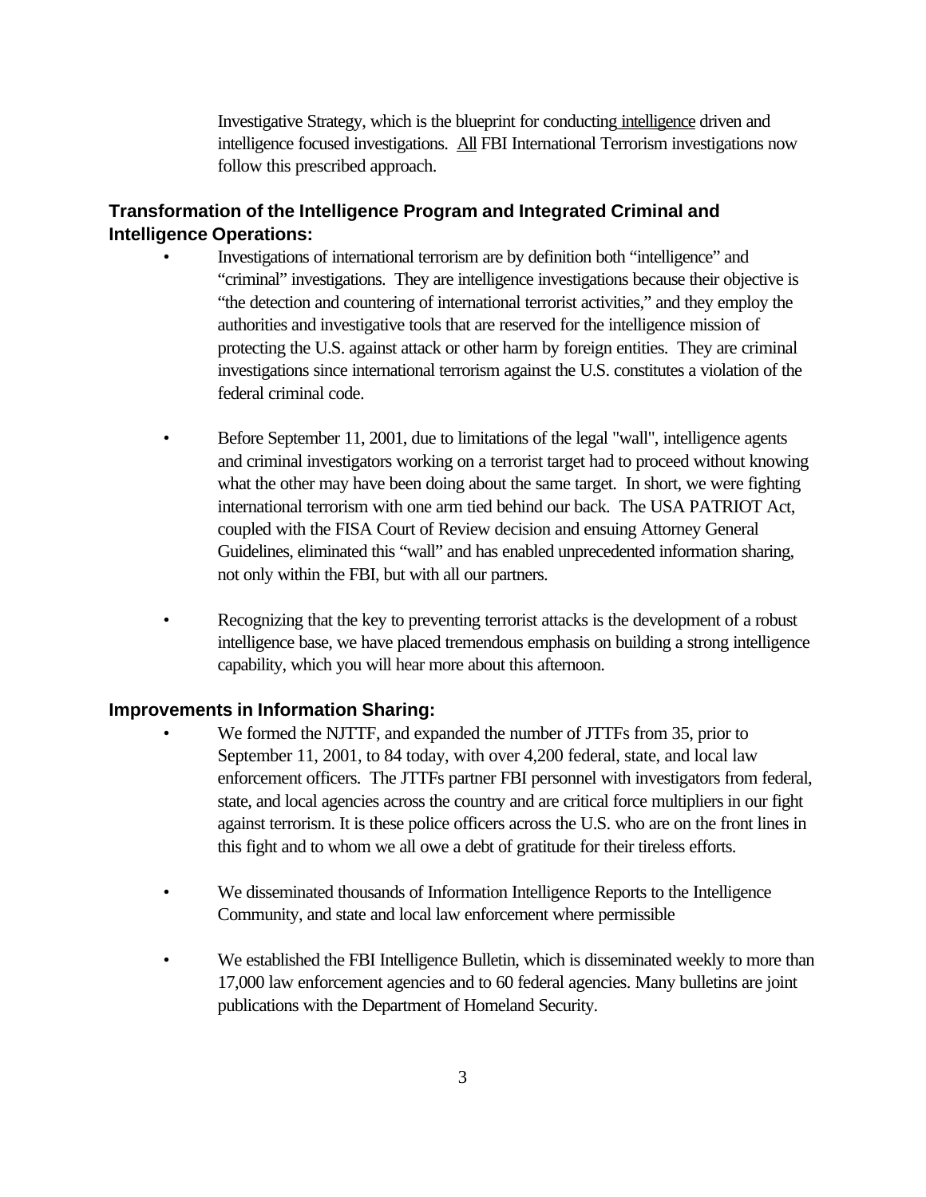Investigative Strategy, which is the blueprint for conducting intelligence driven and intelligence focused investigations. All FBI International Terrorism investigations now follow this prescribed approach.

**Transformation of the Intelligence Program and Integrated Criminal and Intelligence Operations:**

- Investigations of international terrorism are by definition both "intelligence" and "criminal" investigations. They are intelligence investigations because their objective is "the detection and countering of international terrorist activities," and they employ the authorities and investigative tools that are reserved for the intelligence mission of protecting the U.S. against attack or other harm by foreign entities. They are criminal investigations since international terrorism against the U.S. constitutes a violation of the federal criminal code.

- Before September 11, 2001, due to limitations of the legal "wall", intelligence agents and criminal investigators working on a terrorist target had to proceed without knowing what the other may have been doing about the same target. In short, we were fighting international terrorism with one arm tied behind our back. The USA PATRIOT Act, coupled with the FISA Court of Review decision and ensuing Attorney General Guidelines, eliminated this "wall" and has enabled unprecedented information sharing, not only within the FBI, but with all our partners.

- Recognizing that the key to preventing terrorist attacks is the development of a robust intelligence base, we have placed tremendous emphasis on building a strong intelligence capability, which you will hear more about this afternoon.

**Improvements in Information Sharing:**

- We formed the NJTTF, and expanded the number of JTTFs from 35, prior to September 11, 2001, to 84 today, with over 4,200 federal, state, and local law enforcement officers. The JTTFs partner FBI personnel with investigators from federal, state, and local agencies across the country and are critical force multipliers in our fight against terrorism. It is these police officers across the U.S. who are on the front lines in this fight and to whom we all owe a debt of gratitude for their tireless efforts.

- We disseminated thousands of Information Intelligence Reports to the Intelligence Community, and state and local law enforcement where permissible

- We established the FBI Intelligence Bulletin, which is disseminated weekly to more than 17,000 law enforcement agencies and to 60 federal agencies. Many bulletins are joint publications with the Department of Homeland Security.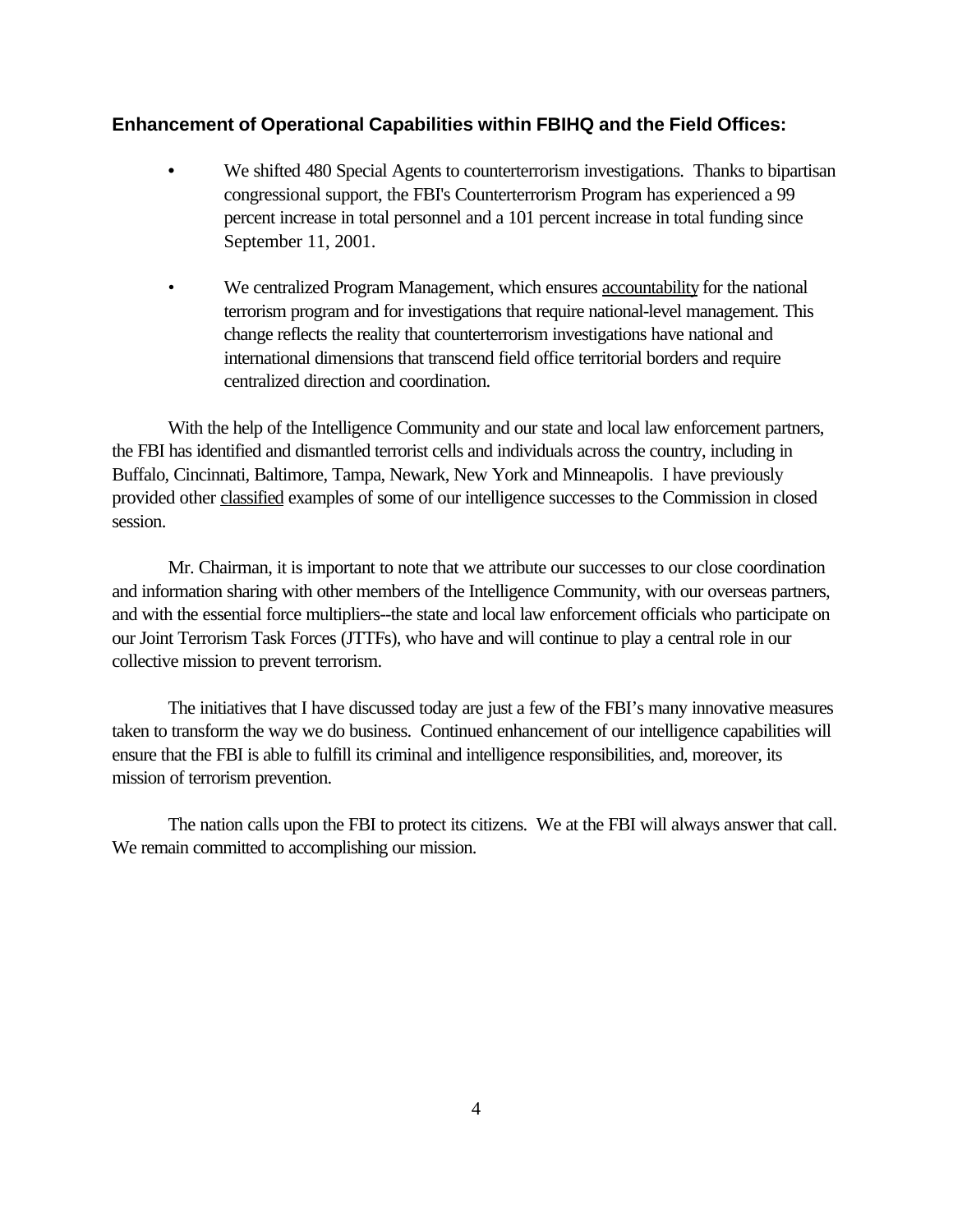### **Enhancement of Operational Capabilities within FBIHQ and the Field Offices:**

- We shifted 480 Special Agents to counterterrorism investigations. Thanks to bipartisan congressional support, the FBI's Counterterrorism Program has experienced a 99 percent increase in total personnel and a 101 percent increase in total funding since September 11, 2001.

- We centralized Program Management, which ensures <u>accountability</u> for the national terrorism program and for investigations that require national-level management. This change reflects the reality that counterterrorism investigations have national and international dimensions that transcend field office territorial borders and require centralized direction and coordination.

With the help of the Intelligence Community and our state and local law enforcement partners, the FBI has identified and dismantled terrorist cells and individuals across the country, including in Buffalo, Cincinnati, Baltimore, Tampa, Newark, New York and Minneapolis. I have previously provided other <u>classified</u> examples of some of our intelligence successes to the Commission in closed session.

Mr. Chairman, it is important to note that we attribute our successes to our close coordination and information sharing with other members of the Intelligence Community, with our overseas partners, and with the essential force multipliers--the state and local law enforcement officials who participate on our Joint Terrorism Task Forces (JTTFs), who have and will continue to play a central role in our collective mission to prevent terrorism.

The initiatives that I have discussed today are just a few of the FBI's many innovative measures taken to transform the way we do business. Continued enhancement of our intelligence capabilities will ensure that the FBI is able to fulfill its criminal and intelligence responsibilities, and, moreover, its mission of terrorism prevention.

The nation calls upon the FBI to protect its citizens. We at the FBI will always answer that call. We remain committed to accomplishing our mission.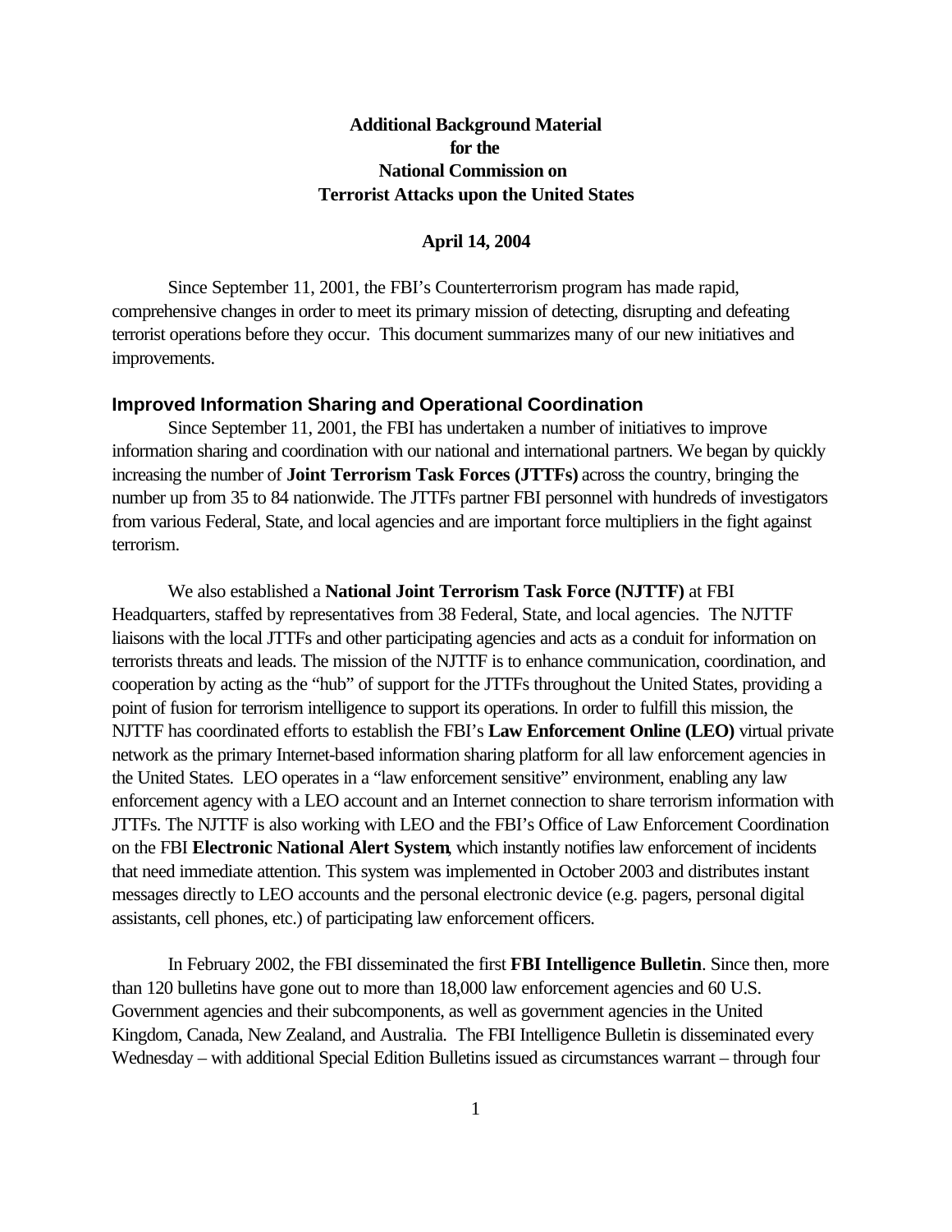**Additional Background Material**
**for the**
**National Commission on**
**Terrorist Attacks upon the United States**

**April 14, 2004**

Since September 11, 2001, the FBI's Counterterrorism program has made rapid, comprehensive changes in order to meet its primary mission of detecting, disrupting and defeating terrorist operations before they occur. This document summarizes many of our new initiatives and improvements.

## Improved Information Sharing and Operational Coordination

Since September 11, 2001, the FBI has undertaken a number of initiatives to improve information sharing and coordination with our national and international partners. We began by quickly increasing the number of **Joint Terrorism Task Forces (JTTFs)** across the country, bringing the number up from 35 to 84 nationwide. The JTTFs partner FBI personnel with hundreds of investigators from various Federal, State, and local agencies and are important force multipliers in the fight against terrorism.

We also established a **National Joint Terrorism Task Force (NJTTF)** at FBI Headquarters, staffed by representatives from 38 Federal, State, and local agencies. The NJTTF liaisons with the local JTTFs and other participating agencies and acts as a conduit for information on terrorists threats and leads. The mission of the NJTTF is to enhance communication, coordination, and cooperation by acting as the "hub" of support for the JTTFs throughout the United States, providing a point of fusion for terrorism intelligence to support its operations. In order to fulfill this mission, the NJTTF has coordinated efforts to establish the FBI's **Law Enforcement Online (LEO)** virtual private network as the primary Internet-based information sharing platform for all law enforcement agencies in the United States. LEO operates in a "law enforcement sensitive" environment, enabling any law enforcement agency with a LEO account and an Internet connection to share terrorism information with JTTFs. The NJTTF is also working with LEO and the FBI's Office of Law Enforcement Coordination on the FBI **Electronic National Alert System**, which instantly notifies law enforcement of incidents that need immediate attention. This system was implemented in October 2003 and distributes instant messages directly to LEO accounts and the personal electronic device (e.g. pagers, personal digital assistants, cell phones, etc.) of participating law enforcement officers.

In February 2002, the FBI disseminated the first **FBI Intelligence Bulletin**. Since then, more than 120 bulletins have gone out to more than 18,000 law enforcement agencies and 60 U.S. Government agencies and their subcomponents, as well as government agencies in the United Kingdom, Canada, New Zealand, and Australia. The FBI Intelligence Bulletin is disseminated every Wednesday – with additional Special Edition Bulletins issued as circumstances warrant – through four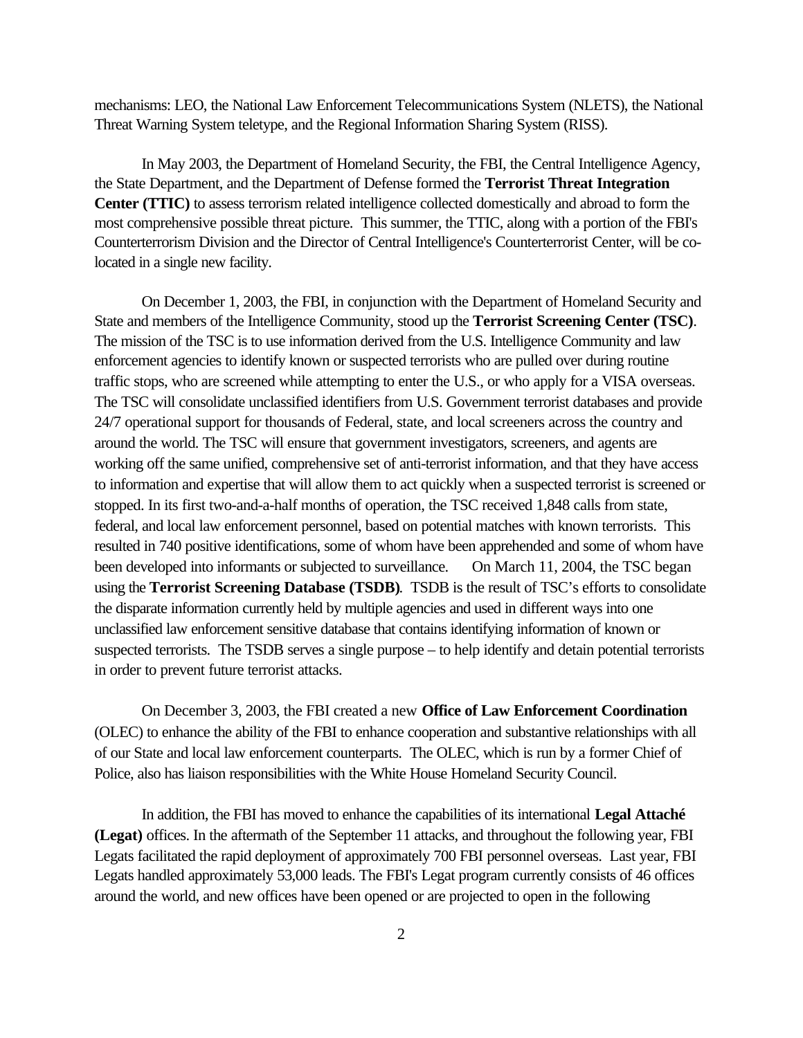mechanisms: LEO, the National Law Enforcement Telecommunications System (NLETS), the National Threat Warning System teletype, and the Regional Information Sharing System (RISS).

In May 2003, the Department of Homeland Security, the FBI, the Central Intelligence Agency, the State Department, and the Department of Defense formed the **Terrorist Threat Integration Center (TTIC)** to assess terrorism related intelligence collected domestically and abroad to form the most comprehensive possible threat picture. This summer, the TTIC, along with a portion of the FBI's Counterterrorism Division and the Director of Central Intelligence's Counterterrorist Center, will be co-located in a single new facility.

On December 1, 2003, the FBI, in conjunction with the Department of Homeland Security and State and members of the Intelligence Community, stood up the **Terrorist Screening Center (TSC)**. The mission of the TSC is to use information derived from the U.S. Intelligence Community and law enforcement agencies to identify known or suspected terrorists who are pulled over during routine traffic stops, who are screened while attempting to enter the U.S., or who apply for a VISA overseas. The TSC will consolidate unclassified identifiers from U.S. Government terrorist databases and provide 24/7 operational support for thousands of Federal, state, and local screeners across the country and around the world. The TSC will ensure that government investigators, screeners, and agents are working off the same unified, comprehensive set of anti-terrorist information, and that they have access to information and expertise that will allow them to act quickly when a suspected terrorist is screened or stopped. In its first two-and-a-half months of operation, the TSC received 1,848 calls from state, federal, and local law enforcement personnel, based on potential matches with known terrorists. This resulted in 740 positive identifications, some of whom have been apprehended and some of whom have been developed into informants or subjected to surveillance. On March 11, 2004, the TSC began using the **Terrorist Screening Database (TSDB)**. TSDB is the result of TSC's efforts to consolidate the disparate information currently held by multiple agencies and used in different ways into one unclassified law enforcement sensitive database that contains identifying information of known or suspected terrorists. The TSDB serves a single purpose – to help identify and detain potential terrorists in order to prevent future terrorist attacks.

On December 3, 2003, the FBI created a new **Office of Law Enforcement Coordination** (OLEC) to enhance the ability of the FBI to enhance cooperation and substantive relationships with all of our State and local law enforcement counterparts. The OLEC, which is run by a former Chief of Police, also has liaison responsibilities with the White House Homeland Security Council.

In addition, the FBI has moved to enhance the capabilities of its international **Legal Attaché (Legat)** offices. In the aftermath of the September 11 attacks, and throughout the following year, FBI Legats facilitated the rapid deployment of approximately 700 FBI personnel overseas. Last year, FBI Legats handled approximately 53,000 leads. The FBI's Legat program currently consists of 46 offices around the world, and new offices have been opened or are projected to open in the following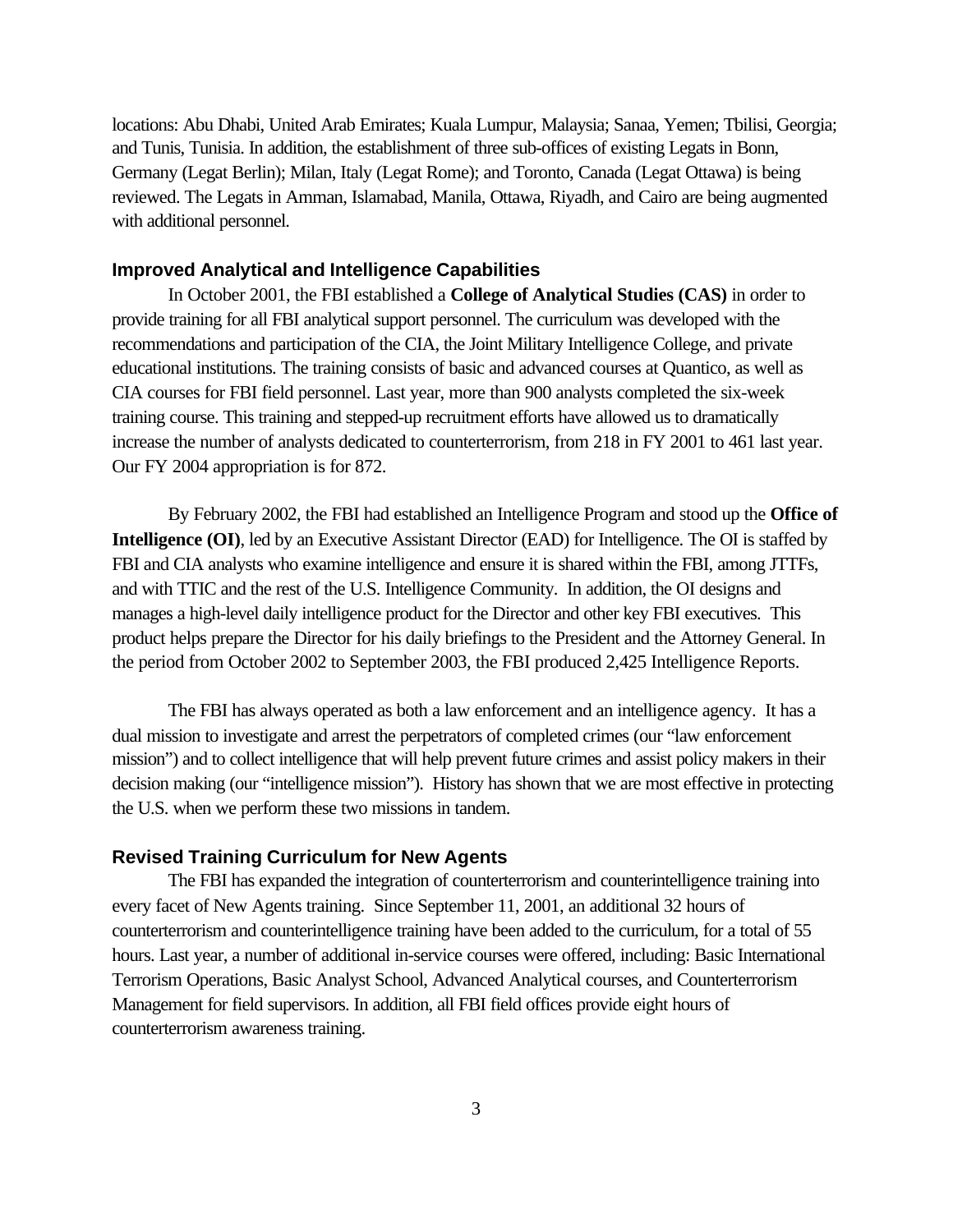locations: Abu Dhabi, United Arab Emirates; Kuala Lumpur, Malaysia; Sanaa, Yemen; Tbilisi, Georgia; and Tunis, Tunisia. In addition, the establishment of three sub-offices of existing Legats in Bonn, Germany (Legat Berlin); Milan, Italy (Legat Rome); and Toronto, Canada (Legat Ottawa) is being reviewed. The Legats in Amman, Islamabad, Manila, Ottawa, Riyadh, and Cairo are being augmented with additional personnel.

### Improved Analytical and Intelligence Capabilities

In October 2001, the FBI established a **College of Analytical Studies (CAS)** in order to provide training for all FBI analytical support personnel. The curriculum was developed with the recommendations and participation of the CIA, the Joint Military Intelligence College, and private educational institutions. The training consists of basic and advanced courses at Quantico, as well as CIA courses for FBI field personnel. Last year, more than 900 analysts completed the six-week training course. This training and stepped-up recruitment efforts have allowed us to dramatically increase the number of analysts dedicated to counterterrorism, from 218 in FY 2001 to 461 last year. Our FY 2004 appropriation is for 872.

By February 2002, the FBI had established an Intelligence Program and stood up the **Office of Intelligence (OI)**, led by an Executive Assistant Director (EAD) for Intelligence. The OI is staffed by FBI and CIA analysts who examine intelligence and ensure it is shared within the FBI, among JTTFs, and with TTIC and the rest of the U.S. Intelligence Community. In addition, the OI designs and manages a high-level daily intelligence product for the Director and other key FBI executives. This product helps prepare the Director for his daily briefings to the President and the Attorney General. In the period from October 2002 to September 2003, the FBI produced 2,425 Intelligence Reports.

The FBI has always operated as both a law enforcement and an intelligence agency. It has a dual mission to investigate and arrest the perpetrators of completed crimes (our "law enforcement mission") and to collect intelligence that will help prevent future crimes and assist policy makers in their decision making (our "intelligence mission"). History has shown that we are most effective in protecting the U.S. when we perform these two missions in tandem.

### Revised Training Curriculum for New Agents

The FBI has expanded the integration of counterterrorism and counterintelligence training into every facet of New Agents training. Since September 11, 2001, an additional 32 hours of counterterrorism and counterintelligence training have been added to the curriculum, for a total of 55 hours. Last year, a number of additional in-service courses were offered, including: Basic International Terrorism Operations, Basic Analyst School, Advanced Analytical courses, and Counterterrorism Management for field supervisors. In addition, all FBI field offices provide eight hours of counterterrorism awareness training.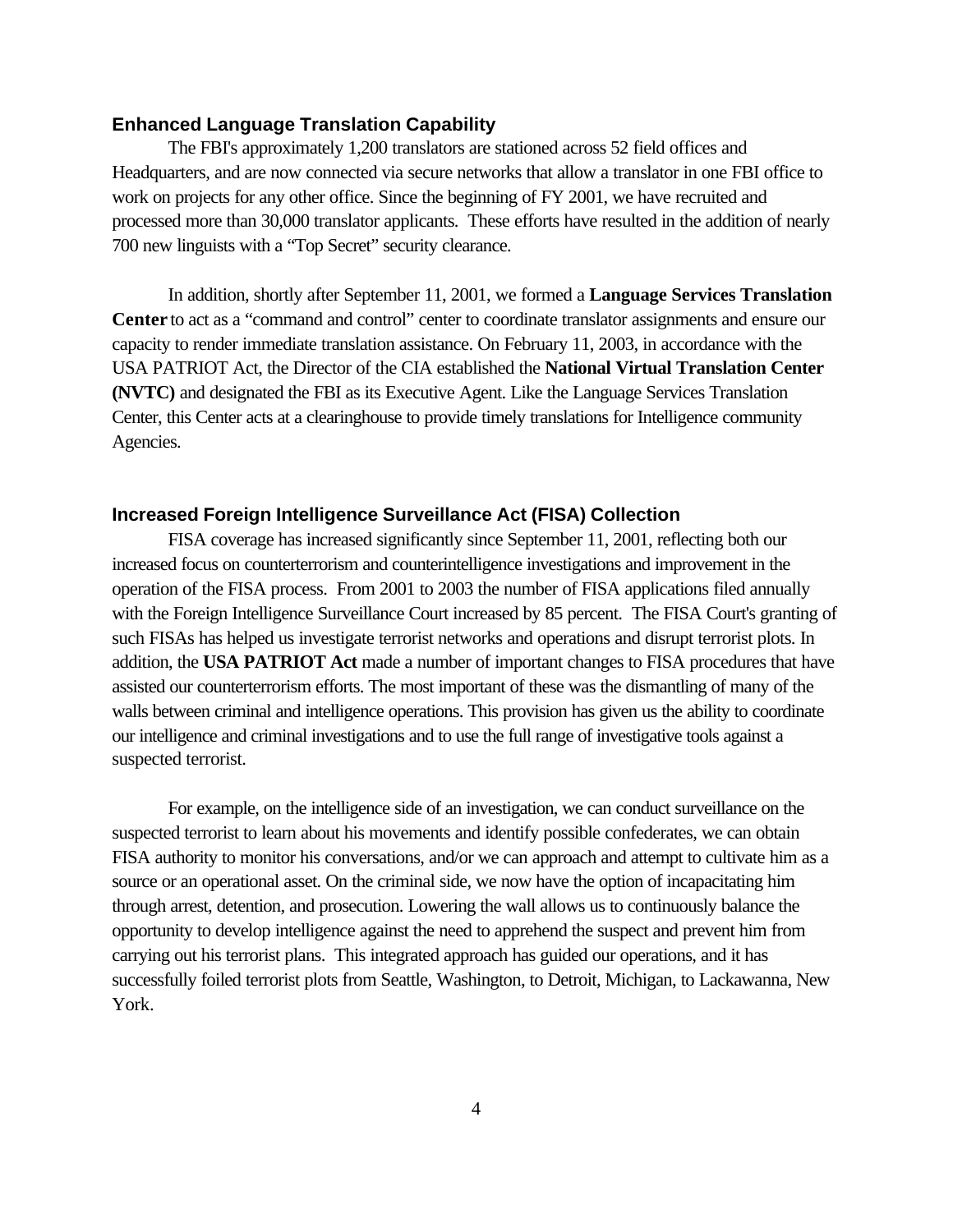### Enhanced Language Translation Capability

The FBI's approximately 1,200 translators are stationed across 52 field offices and Headquarters, and are now connected via secure networks that allow a translator in one FBI office to work on projects for any other office. Since the beginning of FY 2001, we have recruited and processed more than 30,000 translator applicants. These efforts have resulted in the addition of nearly 700 new linguists with a "Top Secret" security clearance.

In addition, shortly after September 11, 2001, we formed a **Language Services Translation Center** to act as a "command and control" center to coordinate translator assignments and ensure our capacity to render immediate translation assistance. On February 11, 2003, in accordance with the USA PATRIOT Act, the Director of the CIA established the **National Virtual Translation Center (NVTC)** and designated the FBI as its Executive Agent. Like the Language Services Translation Center, this Center acts at a clearinghouse to provide timely translations for Intelligence community Agencies.

### Increased Foreign Intelligence Surveillance Act (FISA) Collection

FISA coverage has increased significantly since September 11, 2001, reflecting both our increased focus on counterterrorism and counterintelligence investigations and improvement in the operation of the FISA process. From 2001 to 2003 the number of FISA applications filed annually with the Foreign Intelligence Surveillance Court increased by 85 percent. The FISA Court's granting of such FISAs has helped us investigate terrorist networks and operations and disrupt terrorist plots. In addition, the **USA PATRIOT Act** made a number of important changes to FISA procedures that have assisted our counterterrorism efforts. The most important of these was the dismantling of many of the walls between criminal and intelligence operations. This provision has given us the ability to coordinate our intelligence and criminal investigations and to use the full range of investigative tools against a suspected terrorist.

For example, on the intelligence side of an investigation, we can conduct surveillance on the suspected terrorist to learn about his movements and identify possible confederates, we can obtain FISA authority to monitor his conversations, and/or we can approach and attempt to cultivate him as a source or an operational asset. On the criminal side, we now have the option of incapacitating him through arrest, detention, and prosecution. Lowering the wall allows us to continuously balance the opportunity to develop intelligence against the need to apprehend the suspect and prevent him from carrying out his terrorist plans. This integrated approach has guided our operations, and it has successfully foiled terrorist plots from Seattle, Washington, to Detroit, Michigan, to Lackawanna, New York.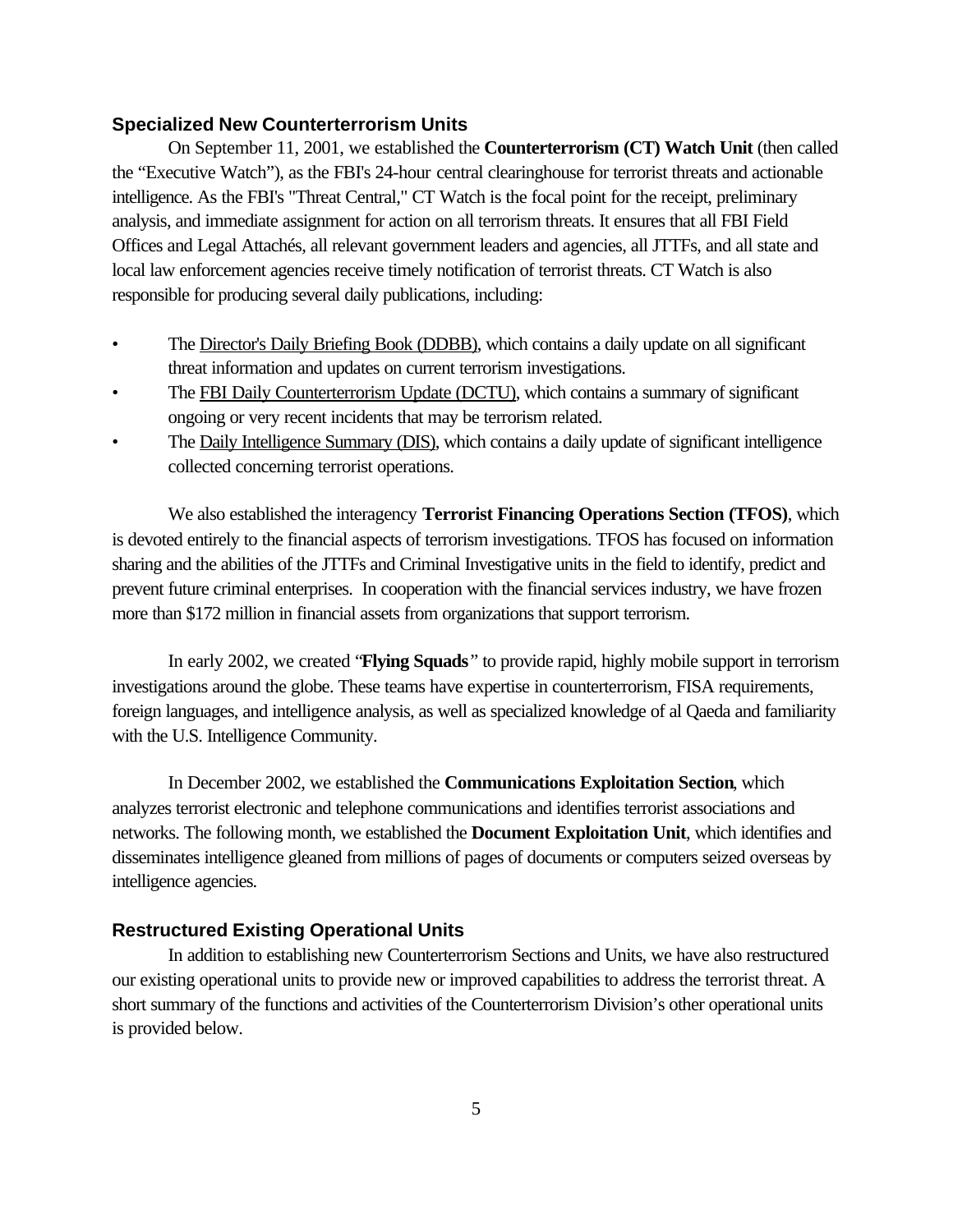## Specialized New Counterterrorism Units

On September 11, 2001, we established the **Counterterrorism (CT) Watch Unit** (then called the "Executive Watch"), as the FBI's 24-hour central clearinghouse for terrorist threats and actionable intelligence. As the FBI's "Threat Central," CT Watch is the focal point for the receipt, preliminary analysis, and immediate assignment for action on all terrorism threats. It ensures that all FBI Field Offices and Legal Attachés, all relevant government leaders and agencies, all JTTFs, and all state and local law enforcement agencies receive timely notification of terrorist threats. CT Watch is also responsible for producing several daily publications, including:

- The Director's Daily Briefing Book (DDBB), which contains a daily update on all significant threat information and updates on current terrorism investigations.
- The FBI Daily Counterterrorism Update (DCTU), which contains a summary of significant ongoing or very recent incidents that may be terrorism related.
- The Daily Intelligence Summary (DIS), which contains a daily update of significant intelligence collected concerning terrorist operations.

We also established the interagency **Terrorist Financing Operations Section (TFOS)**, which is devoted entirely to the financial aspects of terrorism investigations. TFOS has focused on information sharing and the abilities of the JTTFs and Criminal Investigative units in the field to identify, predict and prevent future criminal enterprises. In cooperation with the financial services industry, we have frozen more than $172 million in financial assets from organizations that support terrorism.

In early 2002, we created "**Flying Squads**" to provide rapid, highly mobile support in terrorism investigations around the globe. These teams have expertise in counterterrorism, FISA requirements, foreign languages, and intelligence analysis, as well as specialized knowledge of al Qaeda and familiarity with the U.S. Intelligence Community.

In December 2002, we established the **Communications Exploitation Section**, which analyzes terrorist electronic and telephone communications and identifies terrorist associations and networks. The following month, we established the **Document Exploitation Unit**, which identifies and disseminates intelligence gleaned from millions of pages of documents or computers seized overseas by intelligence agencies.

## Restructured Existing Operational Units

In addition to establishing new Counterterrorism Sections and Units, we have also restructured our existing operational units to provide new or improved capabilities to address the terrorist threat. A short summary of the functions and activities of the Counterterrorism Division's other operational units is provided below.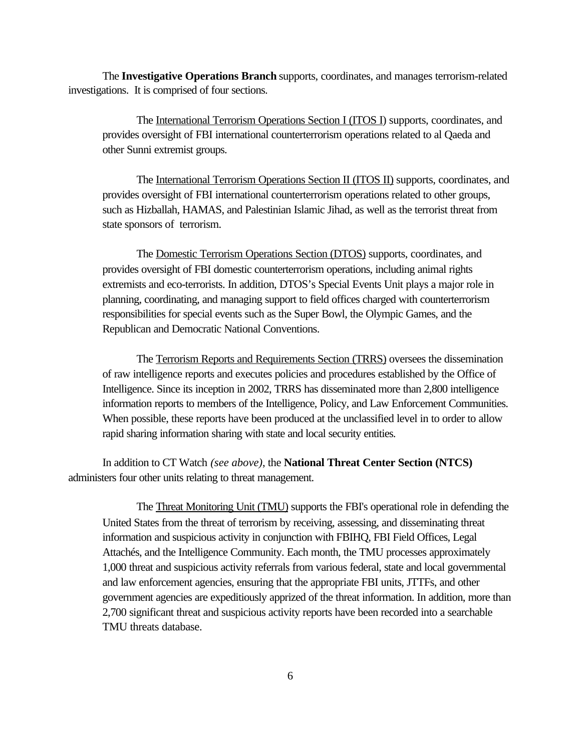The **Investigative Operations Branch** supports, coordinates, and manages terrorism-related investigations. It is comprised of four sections.

The International Terrorism Operations Section I (ITOS I) supports, coordinates, and provides oversight of FBI international counterterrorism operations related to al Qaeda and other Sunni extremist groups.

The International Terrorism Operations Section II (ITOS II) supports, coordinates, and provides oversight of FBI international counterterrorism operations related to other groups, such as Hizballah, HAMAS, and Palestinian Islamic Jihad, as well as the terrorist threat from state sponsors of terrorism.

The Domestic Terrorism Operations Section (DTOS) supports, coordinates, and provides oversight of FBI domestic counterterrorism operations, including animal rights extremists and eco-terrorists. In addition, DTOS's Special Events Unit plays a major role in planning, coordinating, and managing support to field offices charged with counterterrorism responsibilities for special events such as the Super Bowl, the Olympic Games, and the Republican and Democratic National Conventions.

The Terrorism Reports and Requirements Section (TRRS) oversees the dissemination of raw intelligence reports and executes policies and procedures established by the Office of Intelligence. Since its inception in 2002, TRRS has disseminated more than 2,800 intelligence information reports to members of the Intelligence, Policy, and Law Enforcement Communities. When possible, these reports have been produced at the unclassified level in to order to allow rapid sharing information sharing with state and local security entities.

In addition to CT Watch *(see above)*, the **National Threat Center Section (NTCS)** administers four other units relating to threat management.

The Threat Monitoring Unit (TMU) supports the FBI's operational role in defending the United States from the threat of terrorism by receiving, assessing, and disseminating threat information and suspicious activity in conjunction with FBIHQ, FBI Field Offices, Legal Attachés, and the Intelligence Community. Each month, the TMU processes approximately 1,000 threat and suspicious activity referrals from various federal, state and local governmental and law enforcement agencies, ensuring that the appropriate FBI units, JTTFs, and other government agencies are expeditiously apprized of the threat information. In addition, more than 2,700 significant threat and suspicious activity reports have been recorded into a searchable TMU threats database.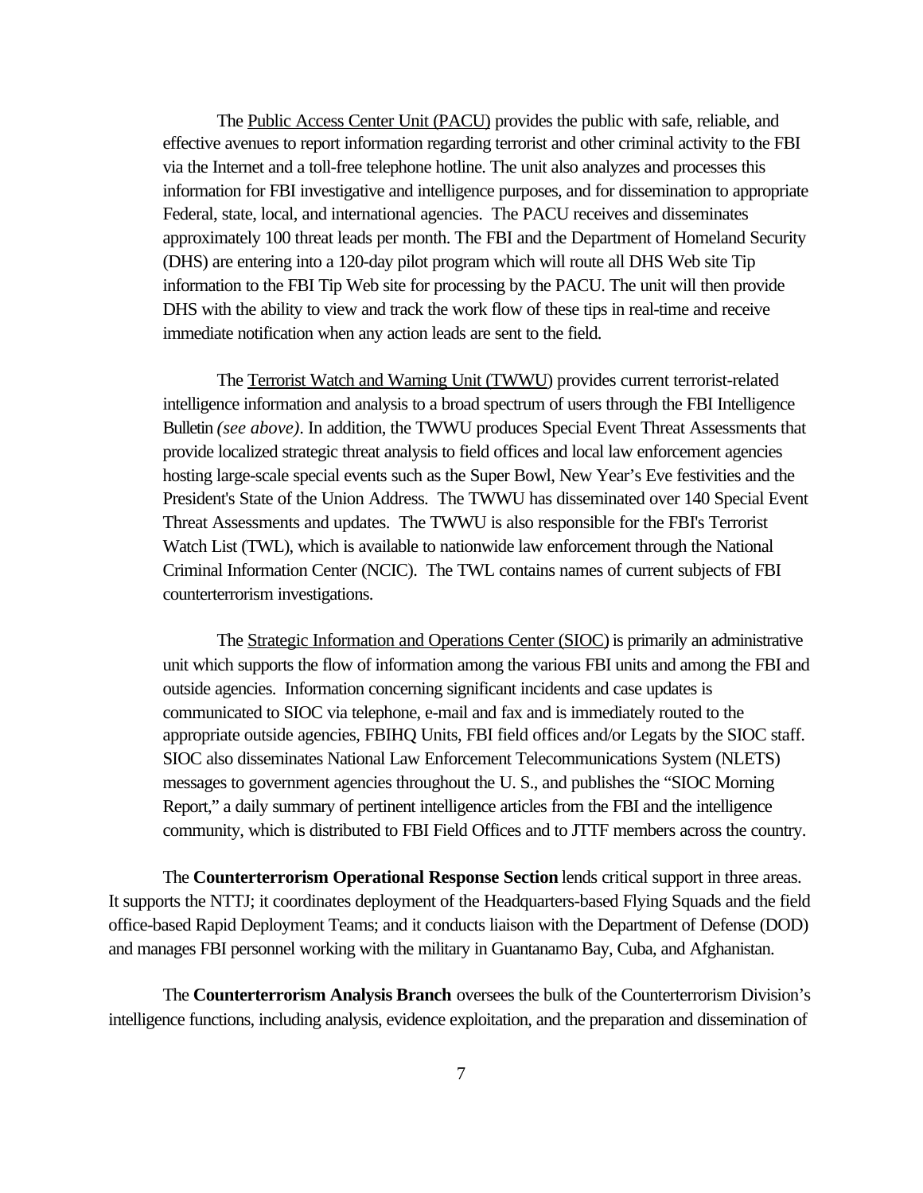The Public Access Center Unit (PACU) provides the public with safe, reliable, and effective avenues to report information regarding terrorist and other criminal activity to the FBI via the Internet and a toll-free telephone hotline. The unit also analyzes and processes this information for FBI investigative and intelligence purposes, and for dissemination to appropriate Federal, state, local, and international agencies. The PACU receives and disseminates approximately 100 threat leads per month. The FBI and the Department of Homeland Security (DHS) are entering into a 120-day pilot program which will route all DHS Web site Tip information to the FBI Tip Web site for processing by the PACU. The unit will then provide DHS with the ability to view and track the work flow of these tips in real-time and receive immediate notification when any action leads are sent to the field.

The Terrorist Watch and Warning Unit (TWWU) provides current terrorist-related intelligence information and analysis to a broad spectrum of users through the FBI Intelligence Bulletin *(see above)*. In addition, the TWWU produces Special Event Threat Assessments that provide localized strategic threat analysis to field offices and local law enforcement agencies hosting large-scale special events such as the Super Bowl, New Year's Eve festivities and the President's State of the Union Address. The TWWU has disseminated over 140 Special Event Threat Assessments and updates. The TWWU is also responsible for the FBI's Terrorist Watch List (TWL), which is available to nationwide law enforcement through the National Criminal Information Center (NCIC). The TWL contains names of current subjects of FBI counterterrorism investigations.

The Strategic Information and Operations Center (SIOC) is primarily an administrative unit which supports the flow of information among the various FBI units and among the FBI and outside agencies. Information concerning significant incidents and case updates is communicated to SIOC via telephone, e-mail and fax and is immediately routed to the appropriate outside agencies, FBIHQ Units, FBI field offices and/or Legats by the SIOC staff. SIOC also disseminates National Law Enforcement Telecommunications System (NLETS) messages to government agencies throughout the U. S., and publishes the "SIOC Morning Report," a daily summary of pertinent intelligence articles from the FBI and the intelligence community, which is distributed to FBI Field Offices and to JTTF members across the country.

The **Counterterrorism Operational Response Section** lends critical support in three areas. It supports the NTTJ; it coordinates deployment of the Headquarters-based Flying Squads and the field office-based Rapid Deployment Teams; and it conducts liaison with the Department of Defense (DOD) and manages FBI personnel working with the military in Guantanamo Bay, Cuba, and Afghanistan.

The **Counterterrorism Analysis Branch** oversees the bulk of the Counterterrorism Division's intelligence functions, including analysis, evidence exploitation, and the preparation and dissemination of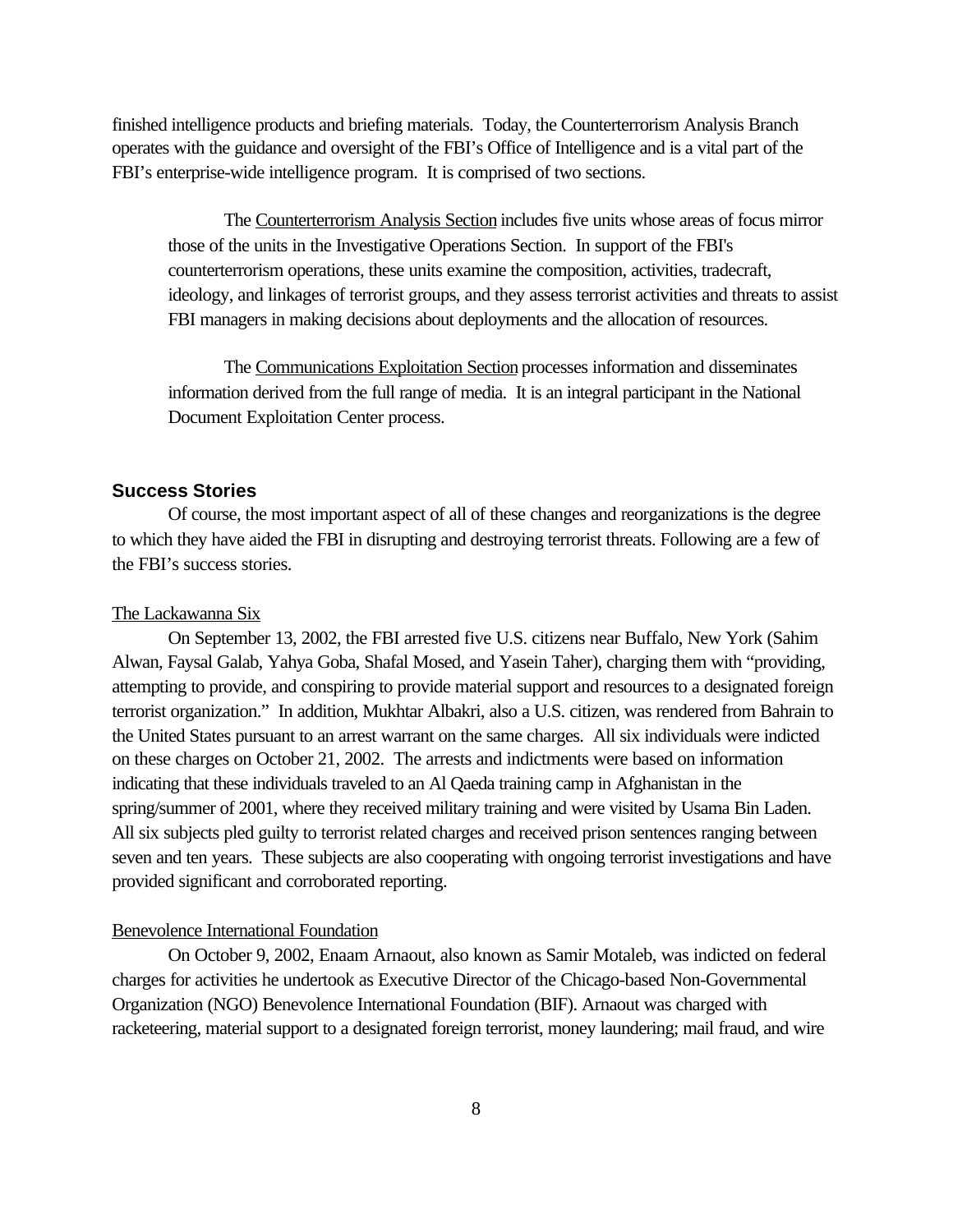finished intelligence products and briefing materials. Today, the Counterterrorism Analysis Branch operates with the guidance and oversight of the FBI's Office of Intelligence and is a vital part of the FBI's enterprise-wide intelligence program. It is comprised of two sections.

> The Counterterrorism Analysis Section includes five units whose areas of focus mirror those of the units in the Investigative Operations Section. In support of the FBI's counterterrorism operations, these units examine the composition, activities, tradecraft, ideology, and linkages of terrorist groups, and they assess terrorist activities and threats to assist FBI managers in making decisions about deployments and the allocation of resources.
>
> The Communications Exploitation Section processes information and disseminates information derived from the full range of media. It is an integral participant in the National Document Exploitation Center process.

## Success Stories

Of course, the most important aspect of all of these changes and reorganizations is the degree to which they have aided the FBI in disrupting and destroying terrorist threats. Following are a few of the FBI's success stories.

### The Lackawanna Six

On September 13, 2002, the FBI arrested five U.S. citizens near Buffalo, New York (Sahim Alwan, Faysal Galab, Yahya Goba, Shafal Mosed, and Yasein Taher), charging them with "providing, attempting to provide, and conspiring to provide material support and resources to a designated foreign terrorist organization." In addition, Mukhtar Albakri, also a U.S. citizen, was rendered from Bahrain to the United States pursuant to an arrest warrant on the same charges. All six individuals were indicted on these charges on October 21, 2002. The arrests and indictments were based on information indicating that these individuals traveled to an Al Qaeda training camp in Afghanistan in the spring/summer of 2001, where they received military training and were visited by Usama Bin Laden. All six subjects pled guilty to terrorist related charges and received prison sentences ranging between seven and ten years. These subjects are also cooperating with ongoing terrorist investigations and have provided significant and corroborated reporting.

### Benevolence International Foundation

On October 9, 2002, Enaam Arnaout, also known as Samir Motaleb, was indicted on federal charges for activities he undertook as Executive Director of the Chicago-based Non-Governmental Organization (NGO) Benevolence International Foundation (BIF). Arnaout was charged with racketeering, material support to a designated foreign terrorist, money laundering; mail fraud, and wire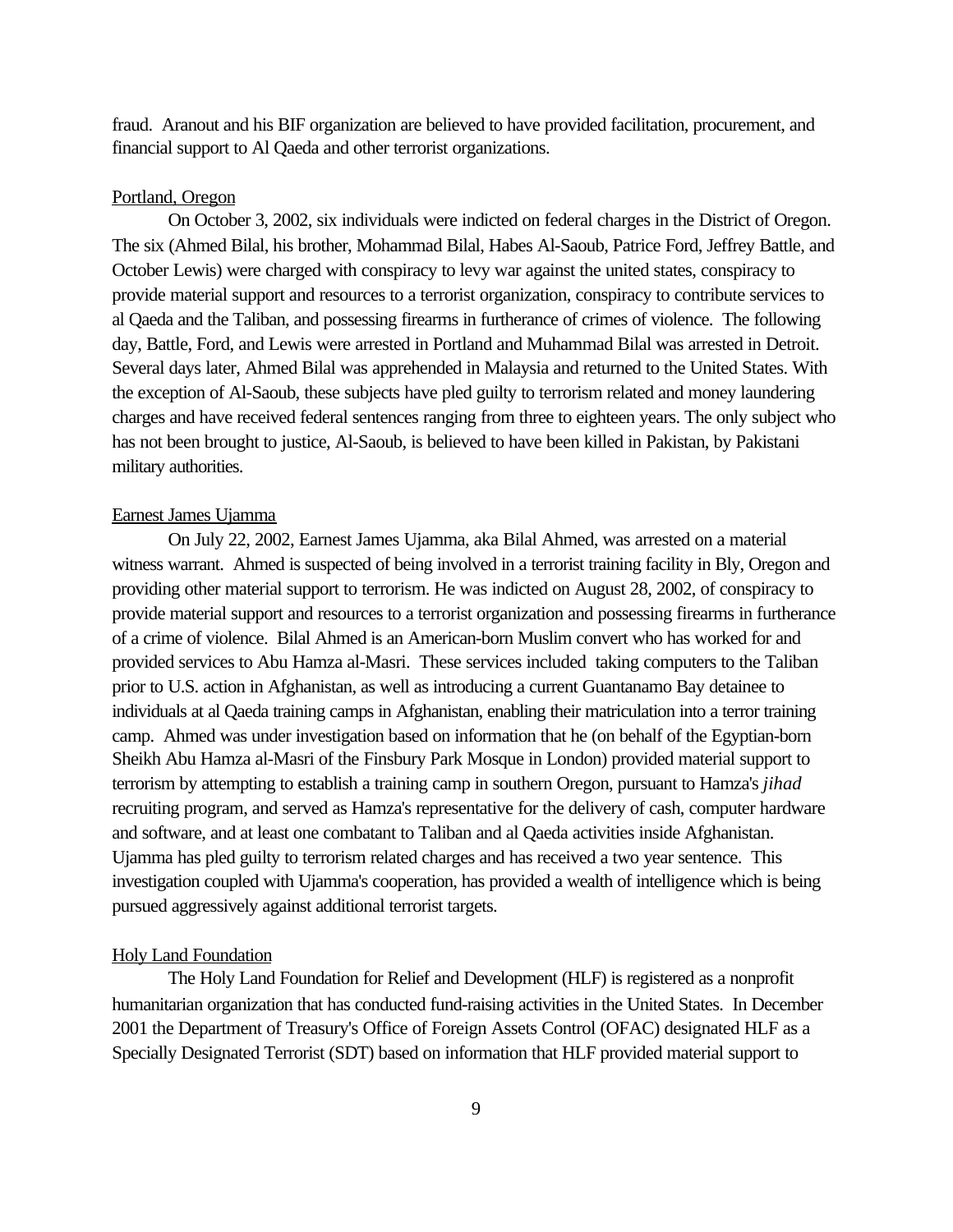fraud. Aranout and his BIF organization are believed to have provided facilitation, procurement, and financial support to Al Qaeda and other terrorist organizations.

Portland, Oregon

On October 3, 2002, six individuals were indicted on federal charges in the District of Oregon. The six (Ahmed Bilal, his brother, Mohammad Bilal, Habes Al-Saoub, Patrice Ford, Jeffrey Battle, and October Lewis) were charged with conspiracy to levy war against the united states, conspiracy to provide material support and resources to a terrorist organization, conspiracy to contribute services to al Qaeda and the Taliban, and possessing firearms in furtherance of crimes of violence. The following day, Battle, Ford, and Lewis were arrested in Portland and Muhammad Bilal was arrested in Detroit. Several days later, Ahmed Bilal was apprehended in Malaysia and returned to the United States. With the exception of Al-Saoub, these subjects have pled guilty to terrorism related and money laundering charges and have received federal sentences ranging from three to eighteen years. The only subject who has not been brought to justice, Al-Saoub, is believed to have been killed in Pakistan, by Pakistani military authorities.

Earnest James Ujamma

On July 22, 2002, Earnest James Ujamma, aka Bilal Ahmed, was arrested on a material witness warrant. Ahmed is suspected of being involved in a terrorist training facility in Bly, Oregon and providing other material support to terrorism. He was indicted on August 28, 2002, of conspiracy to provide material support and resources to a terrorist organization and possessing firearms in furtherance of a crime of violence. Bilal Ahmed is an American-born Muslim convert who has worked for and provided services to Abu Hamza al-Masri. These services included taking computers to the Taliban prior to U.S. action in Afghanistan, as well as introducing a current Guantanamo Bay detainee to individuals at al Qaeda training camps in Afghanistan, enabling their matriculation into a terror training camp. Ahmed was under investigation based on information that he (on behalf of the Egyptian-born Sheikh Abu Hamza al-Masri of the Finsbury Park Mosque in London) provided material support to terrorism by attempting to establish a training camp in southern Oregon, pursuant to Hamza's *jihad* recruiting program, and served as Hamza's representative for the delivery of cash, computer hardware and software, and at least one combatant to Taliban and al Qaeda activities inside Afghanistan. Ujamma has pled guilty to terrorism related charges and has received a two year sentence. This investigation coupled with Ujamma's cooperation, has provided a wealth of intelligence which is being pursued aggressively against additional terrorist targets.

Holy Land Foundation

The Holy Land Foundation for Relief and Development (HLF) is registered as a nonprofit humanitarian organization that has conducted fund-raising activities in the United States. In December 2001 the Department of Treasury's Office of Foreign Assets Control (OFAC) designated HLF as a Specially Designated Terrorist (SDT) based on information that HLF provided material support to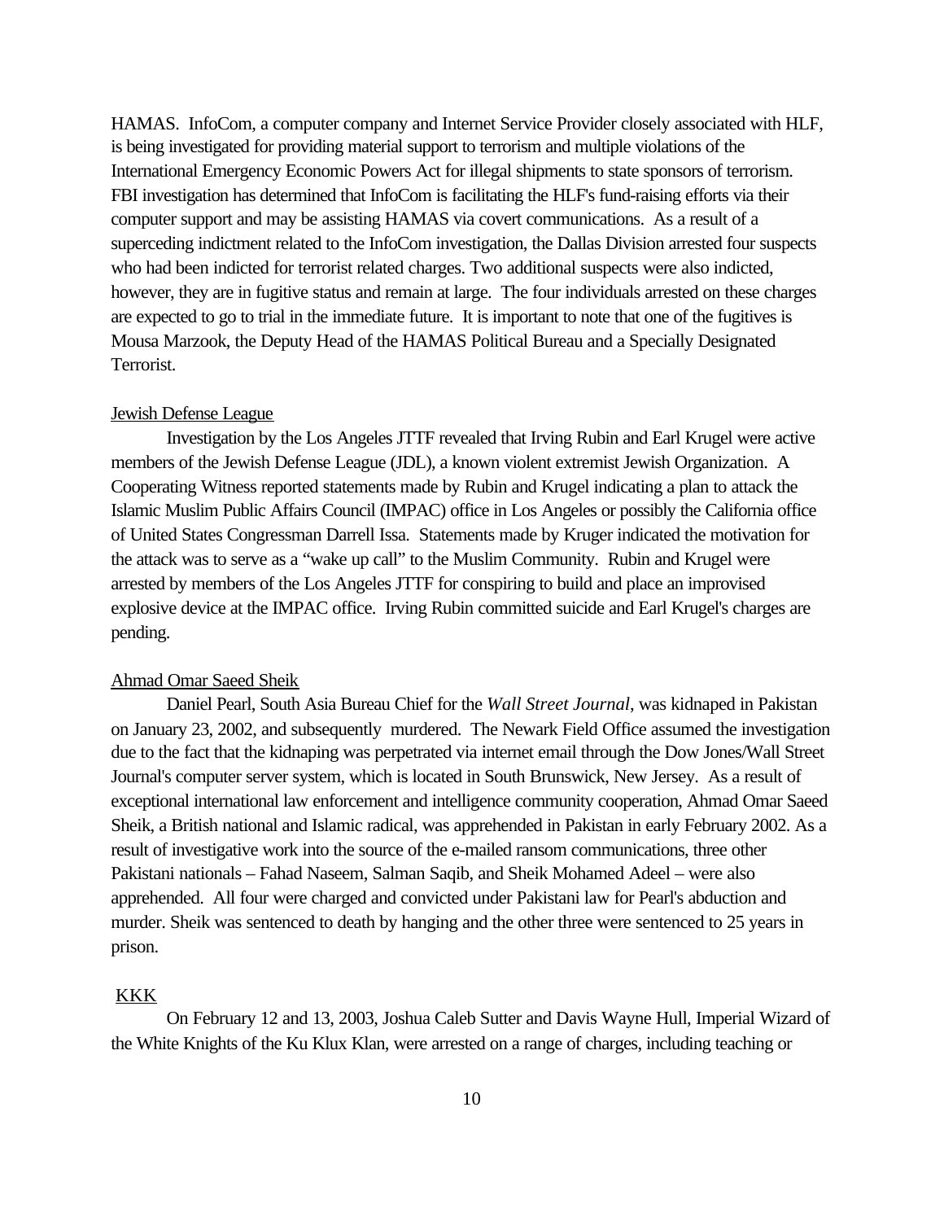HAMAS. InfoCom, a computer company and Internet Service Provider closely associated with HLF, is being investigated for providing material support to terrorism and multiple violations of the International Emergency Economic Powers Act for illegal shipments to state sponsors of terrorism. FBI investigation has determined that InfoCom is facilitating the HLF's fund-raising efforts via their computer support and may be assisting HAMAS via covert communications. As a result of a superceding indictment related to the InfoCom investigation, the Dallas Division arrested four suspects who had been indicted for terrorist related charges. Two additional suspects were also indicted, however, they are in fugitive status and remain at large. The four individuals arrested on these charges are expected to go to trial in the immediate future. It is important to note that one of the fugitives is Mousa Marzook, the Deputy Head of the HAMAS Political Bureau and a Specially Designated Terrorist.

Jewish Defense League

Investigation by the Los Angeles JTTF revealed that Irving Rubin and Earl Krugel were active members of the Jewish Defense League (JDL), a known violent extremist Jewish Organization. A Cooperating Witness reported statements made by Rubin and Krugel indicating a plan to attack the Islamic Muslim Public Affairs Council (IMPAC) office in Los Angeles or possibly the California office of United States Congressman Darrell Issa. Statements made by Kruger indicated the motivation for the attack was to serve as a "wake up call" to the Muslim Community. Rubin and Krugel were arrested by members of the Los Angeles JTTF for conspiring to build and place an improvised explosive device at the IMPAC office. Irving Rubin committed suicide and Earl Krugel's charges are pending.

Ahmad Omar Saeed Sheik

Daniel Pearl, South Asia Bureau Chief for the *Wall Street Journal*, was kidnaped in Pakistan on January 23, 2002, and subsequently murdered. The Newark Field Office assumed the investigation due to the fact that the kidnaping was perpetrated via internet email through the Dow Jones/Wall Street Journal's computer server system, which is located in South Brunswick, New Jersey. As a result of exceptional international law enforcement and intelligence community cooperation, Ahmad Omar Saeed Sheik, a British national and Islamic radical, was apprehended in Pakistan in early February 2002. As a result of investigative work into the source of the e-mailed ransom communications, three other Pakistani nationals – Fahad Naseem, Salman Saqib, and Sheik Mohamed Adeel – were also apprehended. All four were charged and convicted under Pakistani law for Pearl's abduction and murder. Sheik was sentenced to death by hanging and the other three were sentenced to 25 years in prison.

KKK

On February 12 and 13, 2003, Joshua Caleb Sutter and Davis Wayne Hull, Imperial Wizard of the White Knights of the Ku Klux Klan, were arrested on a range of charges, including teaching or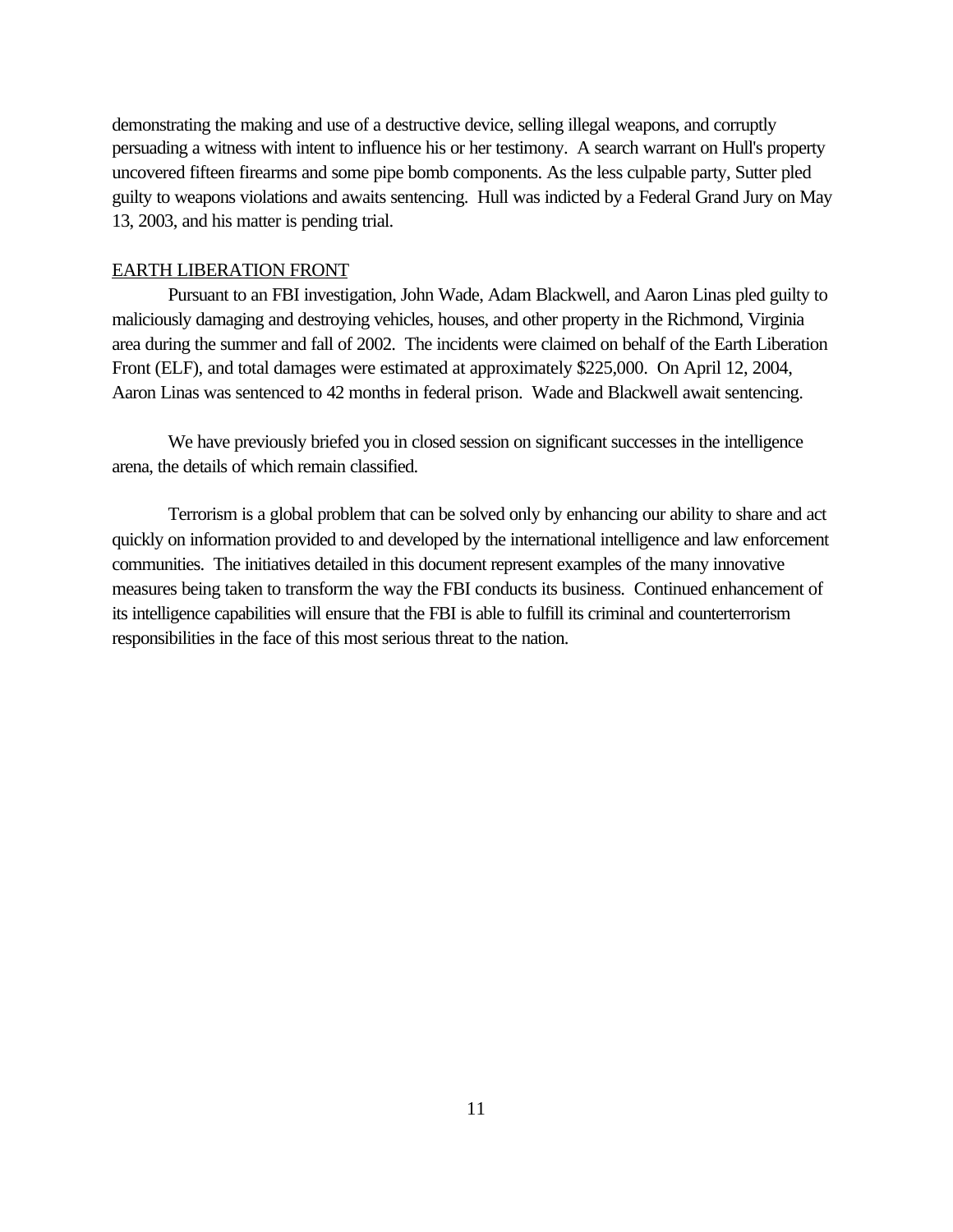demonstrating the making and use of a destructive device, selling illegal weapons, and corruptly persuading a witness with intent to influence his or her testimony. A search warrant on Hull's property uncovered fifteen firearms and some pipe bomb components. As the less culpable party, Sutter pled guilty to weapons violations and awaits sentencing. Hull was indicted by a Federal Grand Jury on May 13, 2003, and his matter is pending trial.

<u>EARTH LIBERATION FRONT</u>

Pursuant to an FBI investigation, John Wade, Adam Blackwell, and Aaron Linas pled guilty to maliciously damaging and destroying vehicles, houses, and other property in the Richmond, Virginia area during the summer and fall of 2002. The incidents were claimed on behalf of the Earth Liberation Front (ELF), and total damages were estimated at approximately $225,000. On April 12, 2004, Aaron Linas was sentenced to 42 months in federal prison. Wade and Blackwell await sentencing.

We have previously briefed you in closed session on significant successes in the intelligence arena, the details of which remain classified.

Terrorism is a global problem that can be solved only by enhancing our ability to share and act quickly on information provided to and developed by the international intelligence and law enforcement communities. The initiatives detailed in this document represent examples of the many innovative measures being taken to transform the way the FBI conducts its business. Continued enhancement of its intelligence capabilities will ensure that the FBI is able to fulfill its criminal and counterterrorism responsibilities in the face of this most serious threat to the nation.